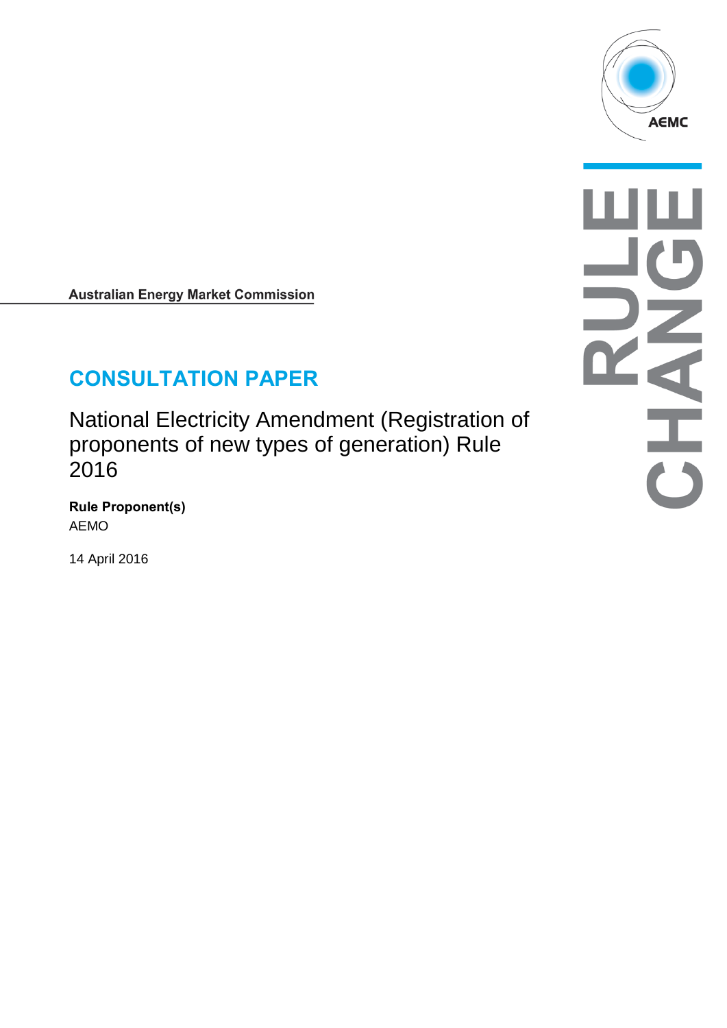Australian Energy Market Commission

# CONSULTATION PAPER

National Electricity Amendment (Registration of proponents of new types of generation) Rule 2016

**Rule Proponent(s)**
AEMO

14 April 2016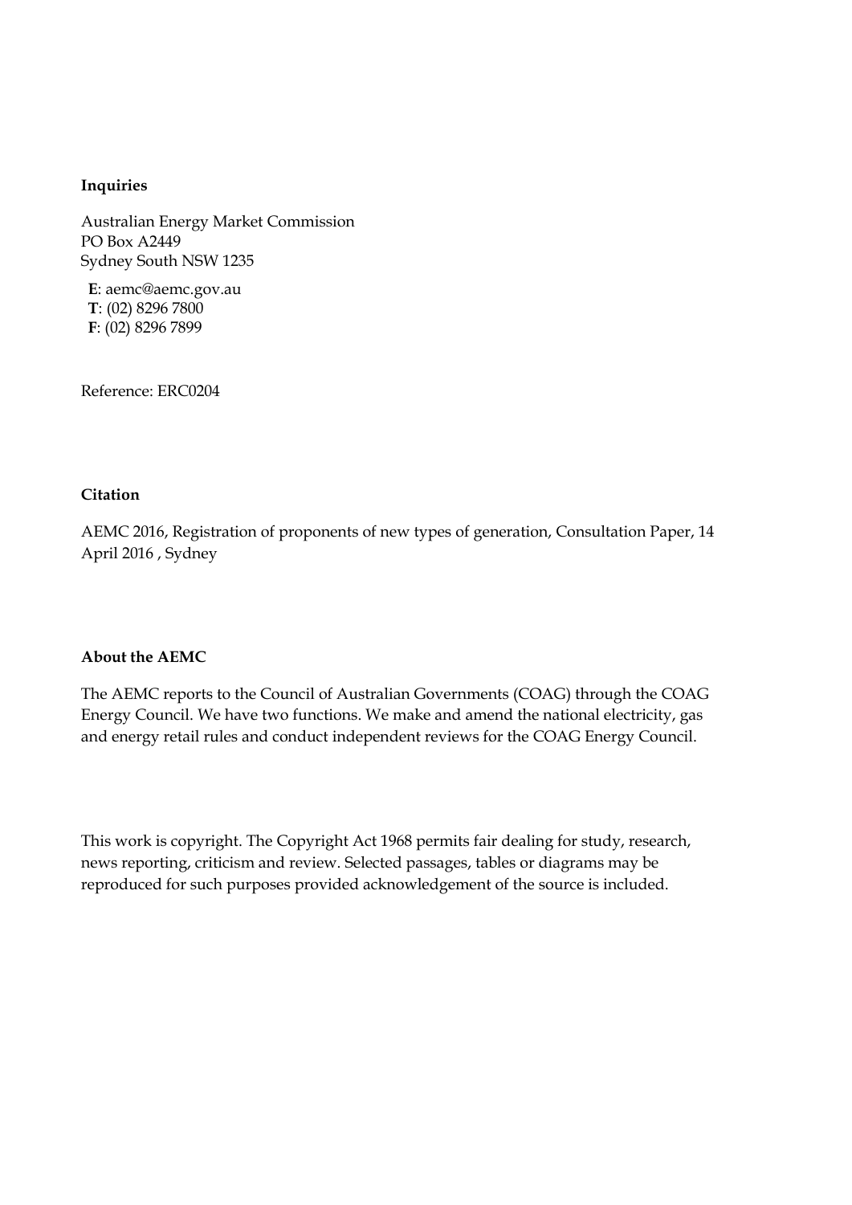**Inquiries**

Australian Energy Market Commission
PO Box A2449
Sydney South NSW 1235

**E**: aemc@aemc.gov.au
**T**: (02) 8296 7800
**F**: (02) 8296 7899

Reference: ERC0204

**Citation**

AEMC 2016, Registration of proponents of new types of generation, Consultation Paper, 14 April 2016 , Sydney

**About the AEMC**

The AEMC reports to the Council of Australian Governments (COAG) through the COAG Energy Council. We have two functions. We make and amend the national electricity, gas and energy retail rules and conduct independent reviews for the COAG Energy Council.

This work is copyright. The Copyright Act 1968 permits fair dealing for study, research, news reporting, criticism and review. Selected passages, tables or diagrams may be reproduced for such purposes provided acknowledgement of the source is included.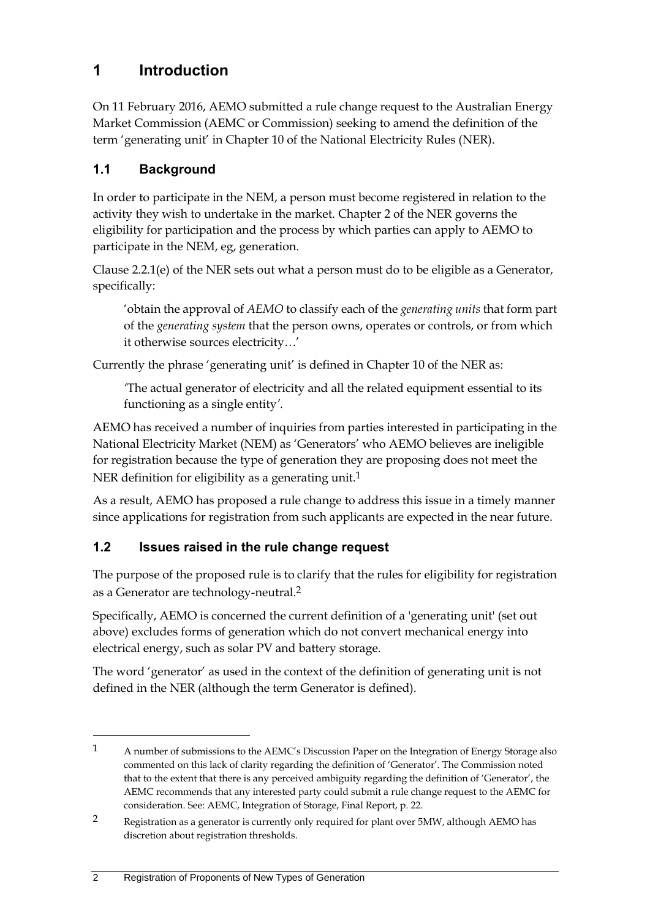# 1 Introduction

On 11 February 2016, AEMO submitted a rule change request to the Australian Energy Market Commission (AEMC or Commission) seeking to amend the definition of the term 'generating unit' in Chapter 10 of the National Electricity Rules (NER).

## 1.1 Background

In order to participate in the NEM, a person must become registered in relation to the activity they wish to undertake in the market. Chapter 2 of the NER governs the eligibility for participation and the process by which parties can apply to AEMO to participate in the NEM, eg, generation.

Clause 2.2.1(e) of the NER sets out what a person must do to be eligible as a Generator, specifically:

> 'obtain the approval of *AEMO* to classify each of the *generating units* that form part of the *generating system* that the person owns, operates or controls, or from which it otherwise sources electricity…'

Currently the phrase 'generating unit' is defined in Chapter 10 of the NER as:

> 'The actual generator of electricity and all the related equipment essential to its functioning as a single entity'.

AEMO has received a number of inquiries from parties interested in participating in the National Electricity Market (NEM) as 'Generators' who AEMO believes are ineligible for registration because the type of generation they are proposing does not meet the NER definition for eligibility as a generating unit.[1]

As a result, AEMO has proposed a rule change to address this issue in a timely manner since applications for registration from such applicants are expected in the near future.

## 1.2 Issues raised in the rule change request

The purpose of the proposed rule is to clarify that the rules for eligibility for registration as a Generator are technology-neutral.[2]

Specifically, AEMO is concerned the current definition of a 'generating unit' (set out above) excludes forms of generation which do not convert mechanical energy into electrical energy, such as solar PV and battery storage.

The word 'generator' as used in the context of the definition of generating unit is not defined in the NER (although the term Generator is defined).

---

[1] A number of submissions to the AEMC's Discussion Paper on the Integration of Energy Storage also commented on this lack of clarity regarding the definition of 'Generator'. The Commission noted that to the extent that there is any perceived ambiguity regarding the definition of 'Generator', the AEMC recommends that any interested party could submit a rule change request to the AEMC for consideration. See: AEMC, Integration of Storage, Final Report, p. 22.

[2] Registration as a generator is currently only required for plant over 5MW, although AEMO has discretion about registration thresholds.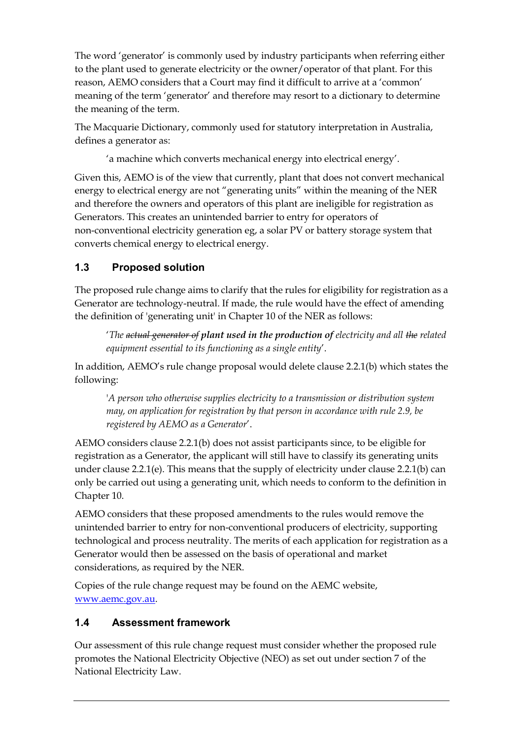The word 'generator' is commonly used by industry participants when referring either to the plant used to generate electricity or the owner/operator of that plant. For this reason, AEMO considers that a Court may find it difficult to arrive at a 'common' meaning of the term 'generator' and therefore may resort to a dictionary to determine the meaning of the term.

The Macquarie Dictionary, commonly used for statutory interpretation in Australia, defines a generator as:

> 'a machine which converts mechanical energy into electrical energy'.

Given this, AEMO is of the view that currently, plant that does not convert mechanical energy to electrical energy are not "generating units" within the meaning of the NER and therefore the owners and operators of this plant are ineligible for registration as Generators. This creates an unintended barrier to entry for operators of non-conventional electricity generation eg, a solar PV or battery storage system that converts chemical energy to electrical energy.

## 1.3 Proposed solution

The proposed rule change aims to clarify that the rules for eligibility for registration as a Generator are technology-neutral. If made, the rule would have the effect of amending the definition of 'generating unit' in Chapter 10 of the NER as follows:

> '*The ~~actual generator of~~ **plant used in the production of** electricity and all ~~the~~ related equipment essential to its functioning as a single entity*'.

In addition, AEMO's rule change proposal would delete clause 2.2.1(b) which states the following:

> '*A person who otherwise supplies electricity to a transmission or distribution system may, on application for registration by that person in accordance with rule 2.9, be registered by AEMO as a Generator*'.

AEMO considers clause 2.2.1(b) does not assist participants since, to be eligible for registration as a Generator, the applicant will still have to classify its generating units under clause 2.2.1(e). This means that the supply of electricity under clause 2.2.1(b) can only be carried out using a generating unit, which needs to conform to the definition in Chapter 10.

AEMO considers that these proposed amendments to the rules would remove the unintended barrier to entry for non-conventional producers of electricity, supporting technological and process neutrality. The merits of each application for registration as a Generator would then be assessed on the basis of operational and market considerations, as required by the NER.

Copies of the rule change request may be found on the AEMC website, [www.aemc.gov.au](http://www.aemc.gov.au).

## 1.4 Assessment framework

Our assessment of this rule change request must consider whether the proposed rule promotes the National Electricity Objective (NEO) as set out under section 7 of the National Electricity Law.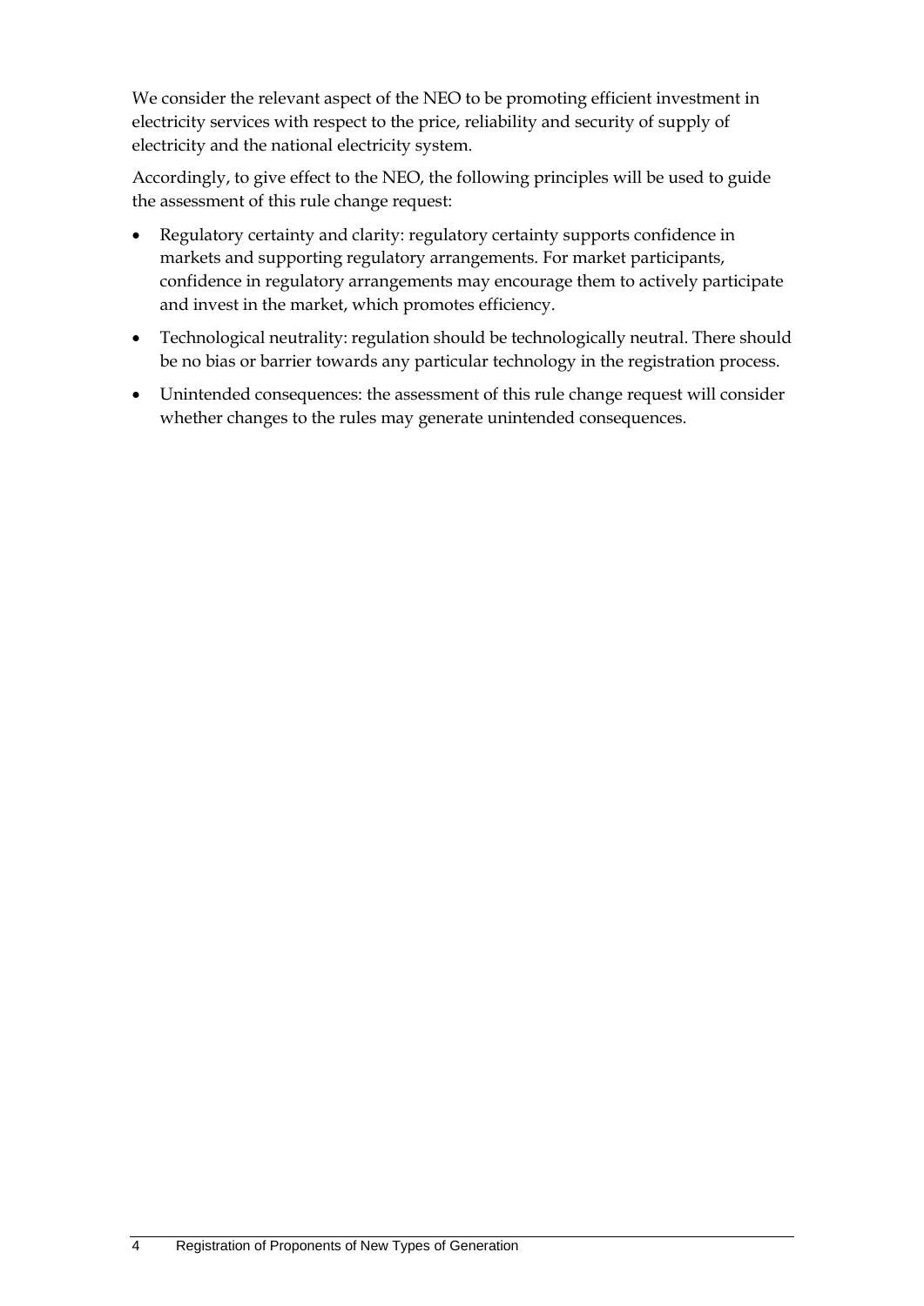We consider the relevant aspect of the NEO to be promoting efficient investment in electricity services with respect to the price, reliability and security of supply of electricity and the national electricity system.

Accordingly, to give effect to the NEO, the following principles will be used to guide the assessment of this rule change request:

- Regulatory certainty and clarity: regulatory certainty supports confidence in markets and supporting regulatory arrangements. For market participants, confidence in regulatory arrangements may encourage them to actively participate and invest in the market, which promotes efficiency.
- Technological neutrality: regulation should be technologically neutral. There should be no bias or barrier towards any particular technology in the registration process.
- Unintended consequences: the assessment of this rule change request will consider whether changes to the rules may generate unintended consequences.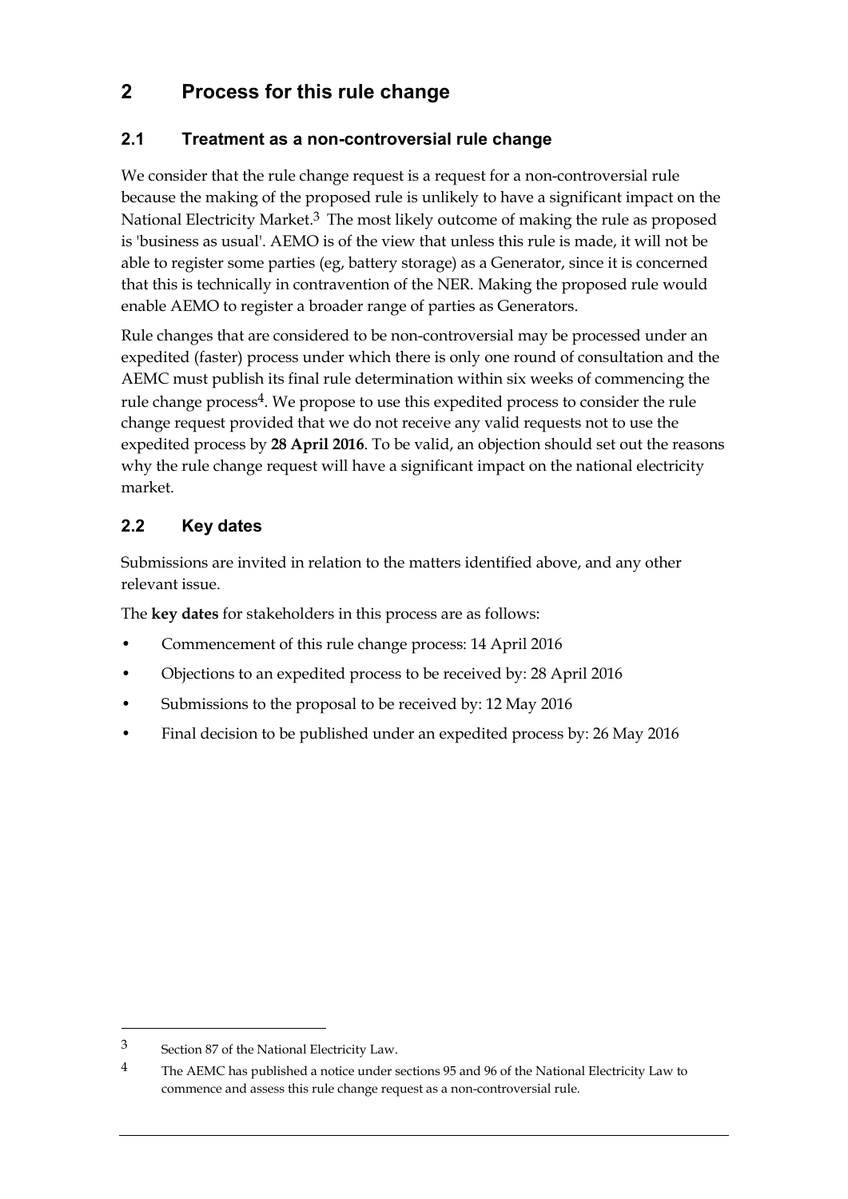# 2 Process for this rule change

## 2.1 Treatment as a non-controversial rule change

We consider that the rule change request is a request for a non-controversial rule because the making of the proposed rule is unlikely to have a significant impact on the National Electricity Market.[3] The most likely outcome of making the rule as proposed is 'business as usual'. AEMO is of the view that unless this rule is made, it will not be able to register some parties (eg, battery storage) as a Generator, since it is concerned that this is technically in contravention of the NER. Making the proposed rule would enable AEMO to register a broader range of parties as Generators.

Rule changes that are considered to be non-controversial may be processed under an expedited (faster) process under which there is only one round of consultation and the AEMC must publish its final rule determination within six weeks of commencing the rule change process[4]. We propose to use this expedited process to consider the rule change request provided that we do not receive any valid requests not to use the expedited process by **28 April 2016**. To be valid, an objection should set out the reasons why the rule change request will have a significant impact on the national electricity market.

## 2.2 Key dates

Submissions are invited in relation to the matters identified above, and any other relevant issue.

The **key dates** for stakeholders in this process are as follows:

- Commencement of this rule change process: 14 April 2016
- Objections to an expedited process to be received by: 28 April 2016
- Submissions to the proposal to be received by: 12 May 2016
- Final decision to be published under an expedited process by: 26 May 2016

---

[3] Section 87 of the National Electricity Law.

[4] The AEMC has published a notice under sections 95 and 96 of the National Electricity Law to commence and assess this rule change request as a non-controversial rule.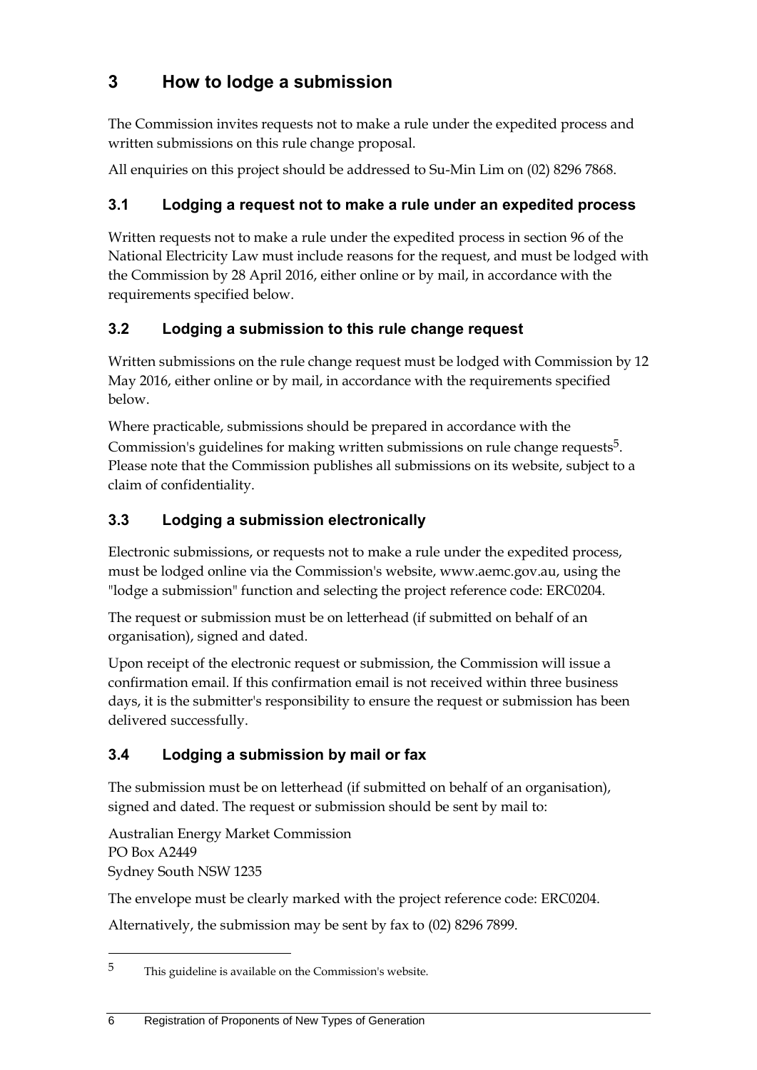# 3 How to lodge a submission

The Commission invites requests not to make a rule under the expedited process and written submissions on this rule change proposal.

All enquiries on this project should be addressed to Su-Min Lim on (02) 8296 7868.

## 3.1 Lodging a request not to make a rule under an expedited process

Written requests not to make a rule under the expedited process in section 96 of the National Electricity Law must include reasons for the request, and must be lodged with the Commission by 28 April 2016, either online or by mail, in accordance with the requirements specified below.

## 3.2 Lodging a submission to this rule change request

Written submissions on the rule change request must be lodged with Commission by 12 May 2016, either online or by mail, in accordance with the requirements specified below.

Where practicable, submissions should be prepared in accordance with the Commission's guidelines for making written submissions on rule change requests[5]. Please note that the Commission publishes all submissions on its website, subject to a claim of confidentiality.

## 3.3 Lodging a submission electronically

Electronic submissions, or requests not to make a rule under the expedited process, must be lodged online via the Commission's website, www.aemc.gov.au, using the "lodge a submission" function and selecting the project reference code: ERC0204.

The request or submission must be on letterhead (if submitted on behalf of an organisation), signed and dated.

Upon receipt of the electronic request or submission, the Commission will issue a confirmation email. If this confirmation email is not received within three business days, it is the submitter's responsibility to ensure the request or submission has been delivered successfully.

## 3.4 Lodging a submission by mail or fax

The submission must be on letterhead (if submitted on behalf of an organisation), signed and dated. The request or submission should be sent by mail to:

Australian Energy Market Commission
PO Box A2449
Sydney South NSW 1235

The envelope must be clearly marked with the project reference code: ERC0204.

Alternatively, the submission may be sent by fax to (02) 8296 7899.

---

[5] This guideline is available on the Commission's website.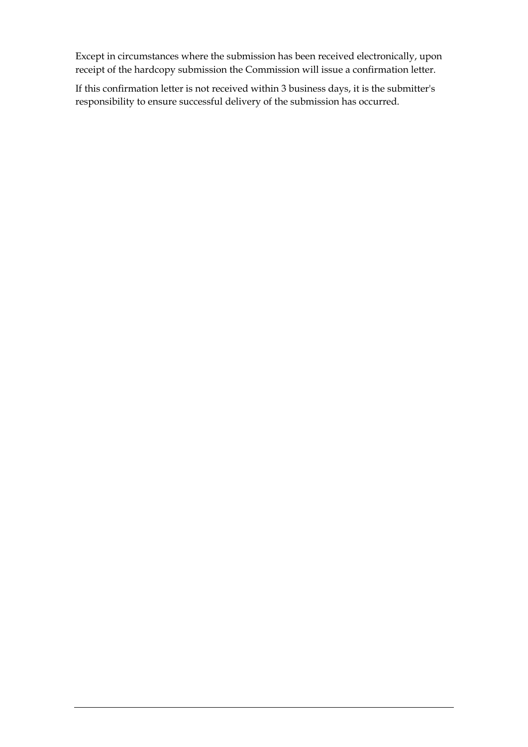Except in circumstances where the submission has been received electronically, upon receipt of the hardcopy submission the Commission will issue a confirmation letter.

If this confirmation letter is not received within 3 business days, it is the submitter's responsibility to ensure successful delivery of the submission has occurred.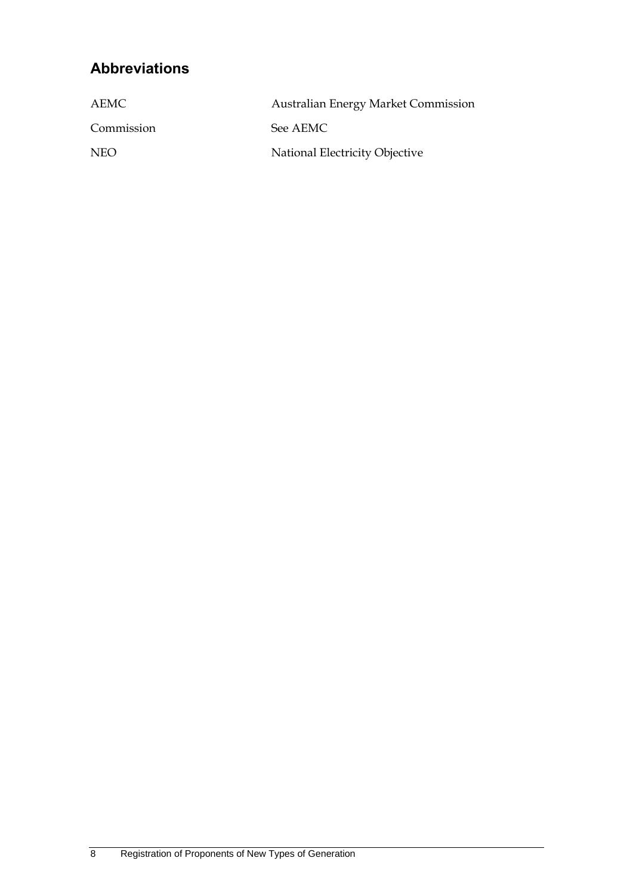## Abbreviations

| | |
|---|---|
| AEMC | Australian Energy Market Commission |
| Commission | See AEMC |
| NEO | National Electricity Objective |